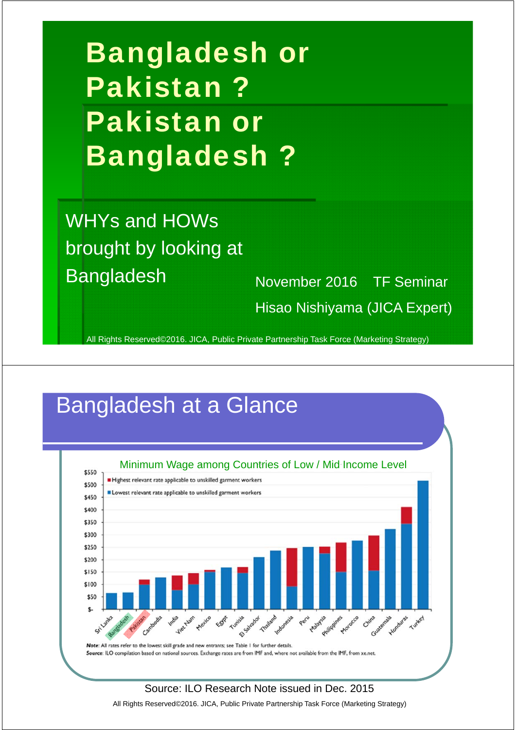# Bangladesh or Pakistan ? Pakistan or Bangladesh ?

WHYs and HOWs brought by looking at Bangladesh

November 2016 TF Seminar

Hisao Nishiyama (JICA Expert)

All Rights Reserved©2016. JICA, Public Private Partnership Task Force (Marketing Strategy)

## Bangladesh at a Glance

Minimum Wage among Countries of Low / Mid Income Level

- Highest relevant rate applicable to unskilled garment workers
- Lowest relevant rate applicable to unskilled garment workers

Countries shown: Sri Lanka, Bangladesh, Pakistan, Cambodia, India, Viet Nam, Mexico, Egypt, Tunisia, El Salvador, Thailand, Indonesia, Peru, Malaysia, Philippines, Morocco, China, Guatemala, Honduras, Turkey

*Note*: All rates refer to the lowest skill grade and new entrants; see Table 1 for further details.

*Source*: ILO compilation based on national sources. Exchange rates are from IMF and, where not available from the IMF, from xe.net.

Source: ILO Research Note issued in Dec. 2015

All Rights Reserved©2016. JICA, Public Private Partnership Task Force (Marketing Strategy)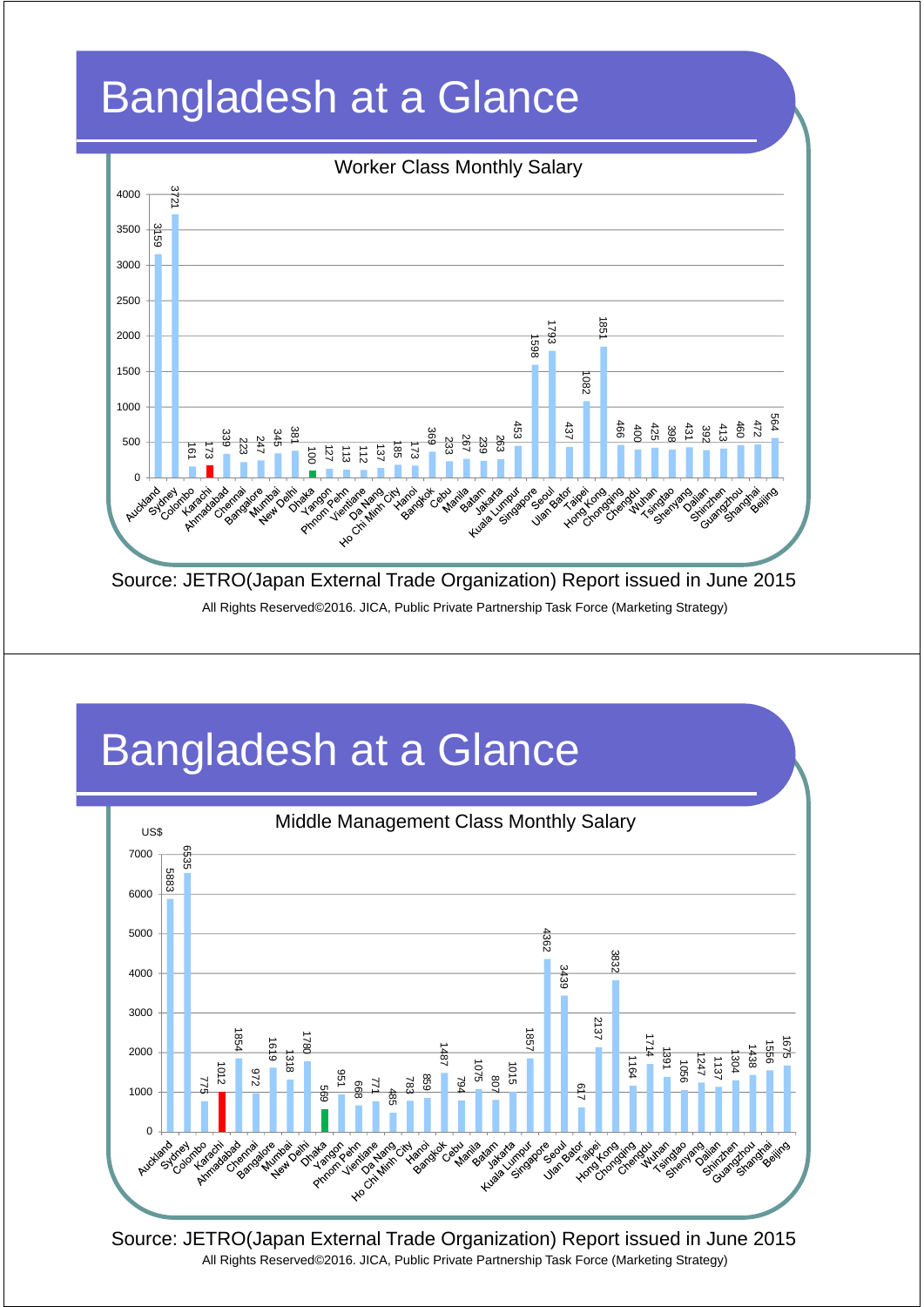# Bangladesh at a Glance

**Worker Class Monthly Salary**

| City | Monthly Salary |
|---|---|
| Auckland | 3159 |
| Sydney | 3721 |
| Colombo | 161 |
| Karachi | 173 |
| Ahmadabad | 339 |
| Chennai | 223 |
| Bangalore | 247 |
| Mumbai | 345 |
| New Delhi | 381 |
| Dhaka | 100 |
| Yangon | 127 |
| Phnom Pehn | 113 |
| Vientiane | 112 |
| Da Nang | 137 |
| Ho Chi Minh City | 185 |
| Hanoi | 173 |
| Bangkok | 369 |
| Cebu | 233 |
| Manila | 267 |
| Batam | 239 |
| Jakarta | 263 |
| Kuala Lumpur | 453 |
| Singapore | 1598 |
| Seoul | 1793 |
| Ulan Bator | 437 |
| Taipei | 1082 |
| Hong Kong | 1851 |
| Chongqing | 466 |
| Chengdu | 400 |
| Wuhan | 425 |
| Tsingtao | 398 |
| Shenyang | 431 |
| Dalian | 392 |
| Shinzhen | 413 |
| Guangzhou | 460 |
| Shanghai | 472 |
| Beijing | 564 |

Source: JETRO(Japan External Trade Organization) Report issued in June 2015

All Rights Reserved©2016. JICA, Public Private Partnership Task Force (Marketing Strategy)

# Bangladesh at a Glance

**Middle Management Class Monthly Salary**

| City | Monthly Salary (US$) |
|---|---|
| Auckland | 5883 |
| Sydney | 6535 |
| Colombo | 775 |
| Karachi | 1012 |
| Ahmadabad | 1854 |
| Chennai | 972 |
| Bangalore | 1619 |
| Mumbai | 1318 |
| New Delhi | 1780 |
| Dhaka | 569 |
| Yangon | 951 |
| Phnom Pehn | 668 |
| Vientiane | 771 |
| Da Nang | 485 |
| Ho Chi Minh City | 783 |
| Hanoi | 859 |
| Bangkok | 1487 |
| Cebu | 794 |
| Manila | 1075 |
| Batam | 807 |
| Jakarta | 1015 |
| Kuala Lumpur | 1857 |
| Singapore | 4362 |
| Seoul | 3439 |
| Ulan Bator | 617 |
| Taipei | 2137 |
| Hong Kong | 3832 |
| Chongqing | 1164 |
| Chengdu | 1714 |
| Wuhan | 1391 |
| Tsingtao | 1056 |
| Shenyang | 1247 |
| Dalian | 1137 |
| Shinzhen | 1304 |
| Guangzhou | 1438 |
| Shanghai | 1556 |
| Beijing | 1675 |

Source: JETRO(Japan External Trade Organization) Report issued in June 2015

All Rights Reserved©2016. JICA, Public Private Partnership Task Force (Marketing Strategy)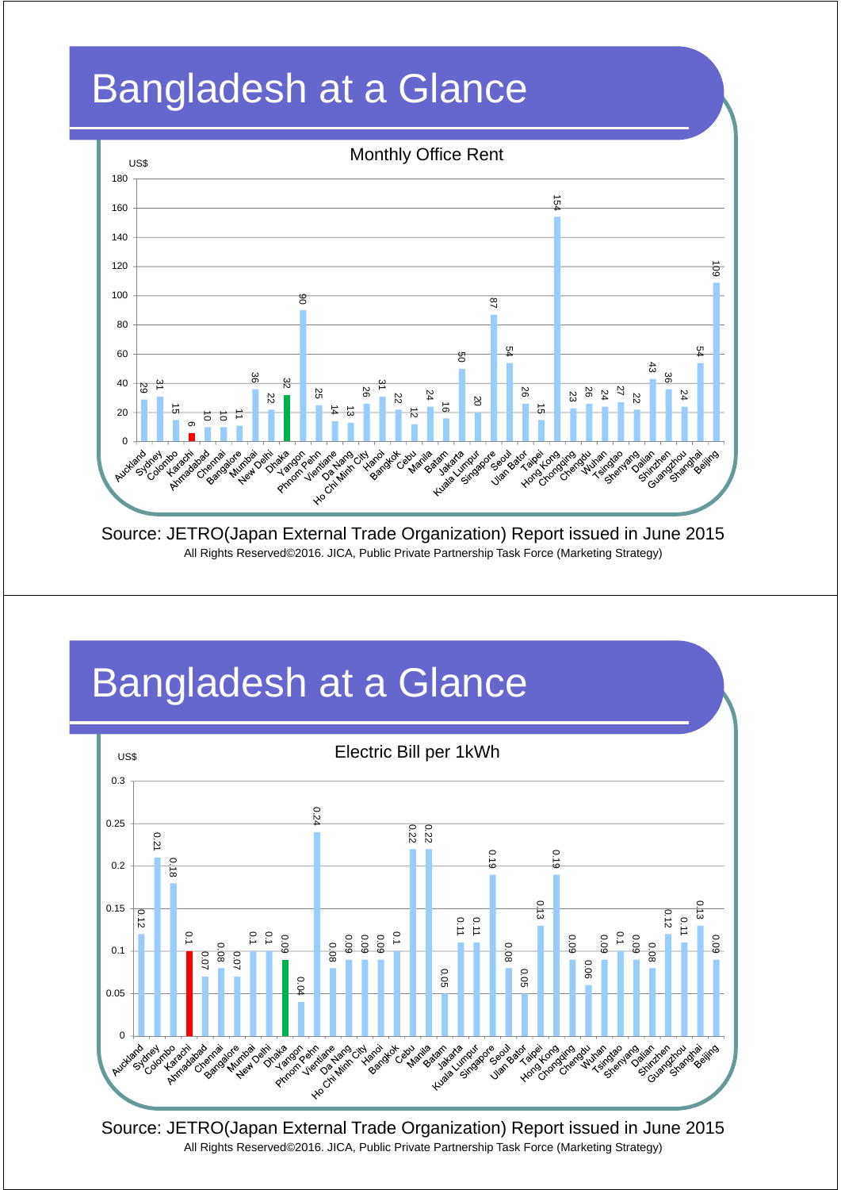# Bangladesh at a Glance

**Monthly Office Rent** (US$)

| City | US$ |
|---|---|
| Auckland | 29 |
| Sydney | 31 |
| Colombo | 15 |
| Karachi | 6 |
| Ahmadabad | 10 |
| Chennai | 10 |
| Bangalore | 11 |
| Mumbai | 36 |
| New Delhi | 22 |
| Dhaka | 32 |
| Yangon | 90 |
| Phnom Pehn | 25 |
| Vientiane | 14 |
| Da Nang | 13 |
| Ho Chi Minh City | 26 |
| Hanoi | 31 |
| Bangkok | 22 |
| Cebu | 12 |
| Manila | 24 |
| Batam | 16 |
| Jakarta | 50 |
| Kuala Lumpur | 20 |
| Singapore | 87 |
| Seoul | 54 |
| Ulan Bator | 26 |
| Taipei | 15 |
| Hong Kong | 154 |
| Chongqing | 23 |
| Chengdu | 26 |
| Wuhan | 24 |
| Tsingtao | 27 |
| Shenyang | 22 |
| Dalian | 43 |
| Shinzhen | 36 |
| Guangzhou | 24 |
| Shanghai | 54 |
| Beijing | 109 |

Source: JETRO(Japan External Trade Organization) Report issued in June 2015

All Rights Reserved©2016. JICA, Public Private Partnership Task Force (Marketing Strategy)

# Bangladesh at a Glance

**Electric Bill per 1kWh** (US$)

| City | US$ |
|---|---|
| Auckland | 0.12 |
| Sydney | 0.21 |
| Colombo | 0.18 |
| Karachi | 0.1 |
| Ahmadabad | 0.07 |
| Chennai | 0.08 |
| Bangalore | 0.07 |
| Mumbai | 0.1 |
| New Delhi | 0.1 |
| Dhaka | 0.09 |
| Yangon | 0.04 |
| Phnom Pehn | 0.24 |
| Vientiane | 0.08 |
| Da Nang | 0.09 |
| Ho Chi Minh City | 0.09 |
| Hanoi | 0.09 |
| Bangkok | 0.1 |
| Cebu | 0.22 |
| Manila | 0.22 |
| Batam | 0.05 |
| Jakarta | 0.11 |
| Kuala Lumpur | 0.11 |
| Singapore | 0.19 |
| Seoul | 0.08 |
| Ulan Bator | 0.05 |
| Taipei | 0.13 |
| Hong Kong | 0.19 |
| Chongqing | 0.09 |
| Chengdu | 0.06 |
| Wuhan | 0.09 |
| Tsingtao | 0.1 |
| Shenyang | 0.09 |
| Dalian | 0.08 |
| Shinzhen | 0.12 |
| Guangzhou | 0.11 |
| Shanghai | 0.13 |
| Beijing | 0.09 |

Source: JETRO(Japan External Trade Organization) Report issued in June 2015

All Rights Reserved©2016. JICA, Public Private Partnership Task Force (Marketing Strategy)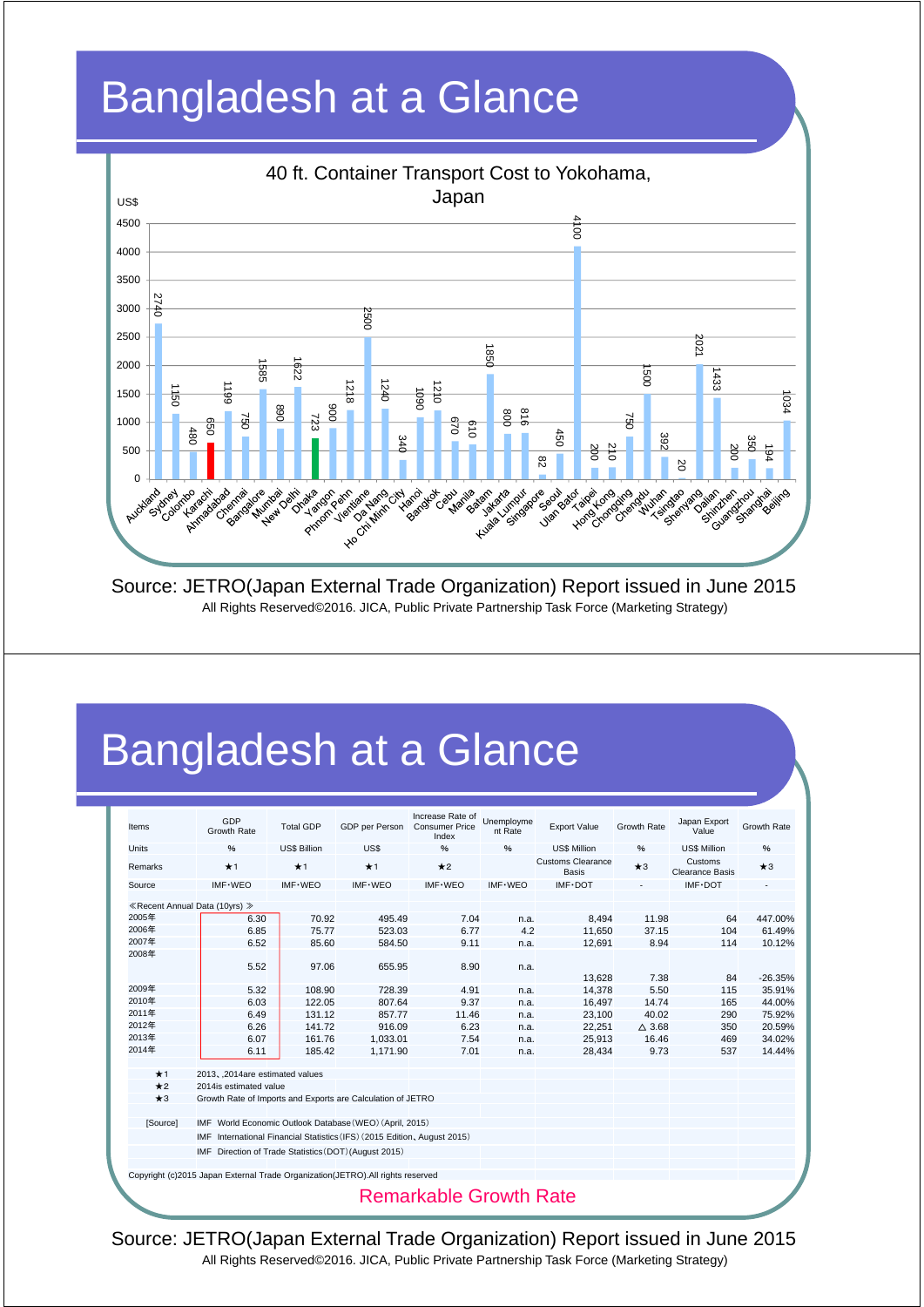# Bangladesh at a Glance

40 ft. Container Transport Cost to Yokohama, Japan

| City | US$ |
|---|---|
| Auckland | 2740 |
| Sydney | 1150 |
| Colombo | 480 |
| Karachi | 650 |
| Ahmadabad | 1199 |
| Chennai | 750 |
| Bangalore | 1585 |
| Mumbai | 890 |
| New Delhi | 1622 |
| Dhaka | 723 |
| Yangon | 900 |
| Phnom Pehn | 1218 |
| Vientiane | 2500 |
| Da Nang | 1240 |
| Ho Chi Minh City | 340 |
| Hanoi | 1090 |
| Bangkok | 1210 |
| Cebu | 670 |
| Manila | 610 |
| Batam | 1850 |
| Jakarta | 800 |
| Kuala Lumpur | 816 |
| Singapore | 82 |
| Seoul | 450 |
| Ulan Bator | 4100 |
| Taipei | 200 |
| Hong Kong | 210 |
| Chongqing | 750 |
| Chengdu | 1500 |
| Wuhan | 392 |
| Tsingtao | 20 |
| Shenyang | 2021 |
| Dalian | 1433 |
| Shinzhen | 200 |
| Guangzhou | 350 |
| Shanghai | 194 |
| Beijing | 1034 |

Source: JETRO(Japan External Trade Organization) Report issued in June 2015

All Rights Reserved©2016. JICA, Public Private Partnership Task Force (Marketing Strategy)

# Bangladesh at a Glance

| Items | GDP Growth Rate | Total GDP | GDP per Person | Increase Rate of Consumer Price Index | Unemployment Rate | Export Value | Growth Rate | Japan Export Value | Growth Rate |
|---|---|---|---|---|---|---|---|---|---|
| Units | % | US$ Billion | US$ | % | % | US$ Million | % | US$ Million | % |
| Remarks | ★1 | ★1 | ★1 | ★2 | | Customs Clearance Basis | ★3 | Customs Clearance Basis | ★3 |
| Source | IMF･WEO | IMF･WEO | IMF･WEO | IMF･WEO | IMF･WEO | IMF･DOT | - | IMF･DOT | - |
| ≪Recent Annual Data (10yrs)≫ | | | | | | | | | |
| 2005年 | 6.30 | 70.92 | 495.49 | 7.04 | n.a. | 8,494 | 11.98 | 64 | 447.00% |
| 2006年 | 6.85 | 75.77 | 523.03 | 6.77 | 4.2 | 11,650 | 37.15 | 104 | 61.49% |
| 2007年 | 6.52 | 85.60 | 584.50 | 9.11 | n.a. | 12,691 | 8.94 | 114 | 10.12% |
| 2008年 | 5.52 | 97.06 | 655.95 | 8.90 | n.a. | 13,628 | 7.38 | 84 | -26.35% |
| 2009年 | 5.32 | 108.90 | 728.39 | 4.91 | n.a. | 14,378 | 5.50 | 115 | 35.91% |
| 2010年 | 6.03 | 122.05 | 807.64 | 9.37 | n.a. | 16,497 | 14.74 | 165 | 44.00% |
| 2011年 | 6.49 | 131.12 | 857.77 | 11.46 | n.a. | 23,100 | 40.02 | 290 | 75.92% |
| 2012年 | 6.26 | 141.72 | 916.09 | 6.23 | n.a. | 22,251 | △ 3.68 | 350 | 20.59% |
| 2013年 | 6.07 | 161.76 | 1,033.01 | 7.54 | n.a. | 25,913 | 16.46 | 469 | 34.02% |
| 2014年 | 6.11 | 185.42 | 1,171.90 | 7.01 | n.a. | 28,434 | 9.73 | 537 | 14.44% |

★1 2013、,2014are estimated values

★2 2014is estimated value

★3 Growth Rate of Imports and Exports are Calculation of JETRO

[Source] IMF World Economic Outlook Database（WEO）(April, 2015)

IMF International Financial Statistics（IFS）(2015 Edition、August 2015)

IMF Direction of Trade Statistics（DOT）(August 2015)

Copyright (c)2015 Japan External Trade Organization(JETRO).All rights reserved

Remarkable Growth Rate

Source: JETRO(Japan External Trade Organization) Report issued in June 2015

All Rights Reserved©2016. JICA, Public Private Partnership Task Force (Marketing Strategy)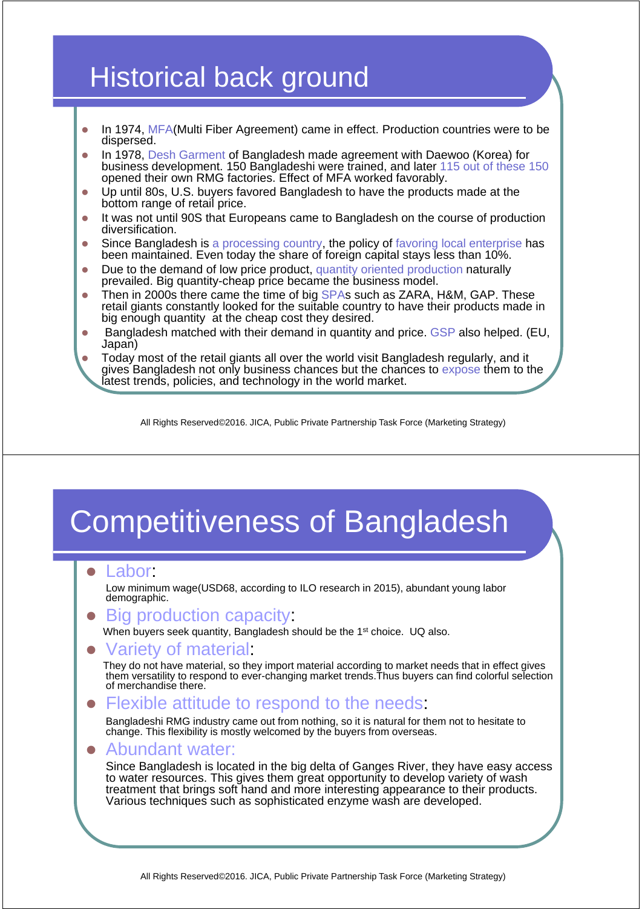# Historical back ground

- In 1974, MFA(Multi Fiber Agreement) came in effect. Production countries were to be dispersed.
- In 1978, Desh Garment of Bangladesh made agreement with Daewoo (Korea) for business development. 150 Bangladeshi were trained, and later 115 out of these 150 opened their own RMG factories. Effect of MFA worked favorably.
- Up until 80s, U.S. buyers favored Bangladesh to have the products made at the bottom range of retail price.
- It was not until 90S that Europeans came to Bangladesh on the course of production diversification.
- Since Bangladesh is a processing country, the policy of favoring local enterprise has been maintained. Even today the share of foreign capital stays less than 10%.
- Due to the demand of low price product, quantity oriented production naturally prevailed. Big quantity-cheap price became the business model.
- Then in 2000s there came the time of big SPAs such as ZARA, H&M, GAP. These retail giants constantly looked for the suitable country to have their products made in big enough quantity at the cheap cost they desired.
- Bangladesh matched with their demand in quantity and price. GSP also helped. (EU, Japan)
- Today most of the retail giants all over the world visit Bangladesh regularly, and it gives Bangladesh not only business chances but the chances to expose them to the latest trends, policies, and technology in the world market.

All Rights Reserved©2016. JICA, Public Private Partnership Task Force (Marketing Strategy)

# Competitiveness of Bangladesh

- **Labor**:

  Low minimum wage(USD68, according to ILO research in 2015), abundant young labor demographic.

- **Big production capacity**:

  When buyers seek quantity, Bangladesh should be the 1st choice. UQ also.

- **Variety of material**:

  They do not have material, so they import material according to market needs that in effect gives them versatility to respond to ever-changing market trends.Thus buyers can find colorful selection of merchandise there.

- **Flexible attitude to respond to the needs**:

  Bangladeshi RMG industry came out from nothing, so it is natural for them not to hesitate to change. This flexibility is mostly welcomed by the buyers from overseas.

- **Abundant water:**

  Since Bangladesh is located in the big delta of Ganges River, they have easy access to water resources. This gives them great opportunity to develop variety of wash treatment that brings soft hand and more interesting appearance to their products. Various techniques such as sophisticated enzyme wash are developed.

All Rights Reserved©2016. JICA, Public Private Partnership Task Force (Marketing Strategy)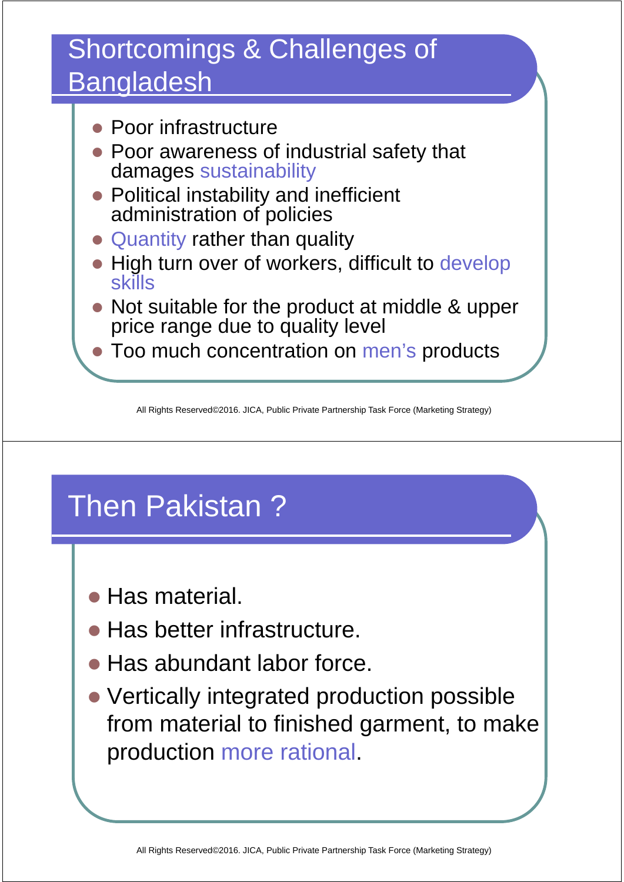## Shortcomings & Challenges of Bangladesh

- Poor infrastructure
- Poor awareness of industrial safety that damages sustainability
- Political instability and inefficient administration of policies
- Quantity rather than quality
- High turn over of workers, difficult to develop skills
- Not suitable for the product at middle & upper price range due to quality level
- Too much concentration on men's products

## Then Pakistan ?

- Has material.
- Has better infrastructure.
- Has abundant labor force.
- Vertically integrated production possible from material to finished garment, to make production more rational.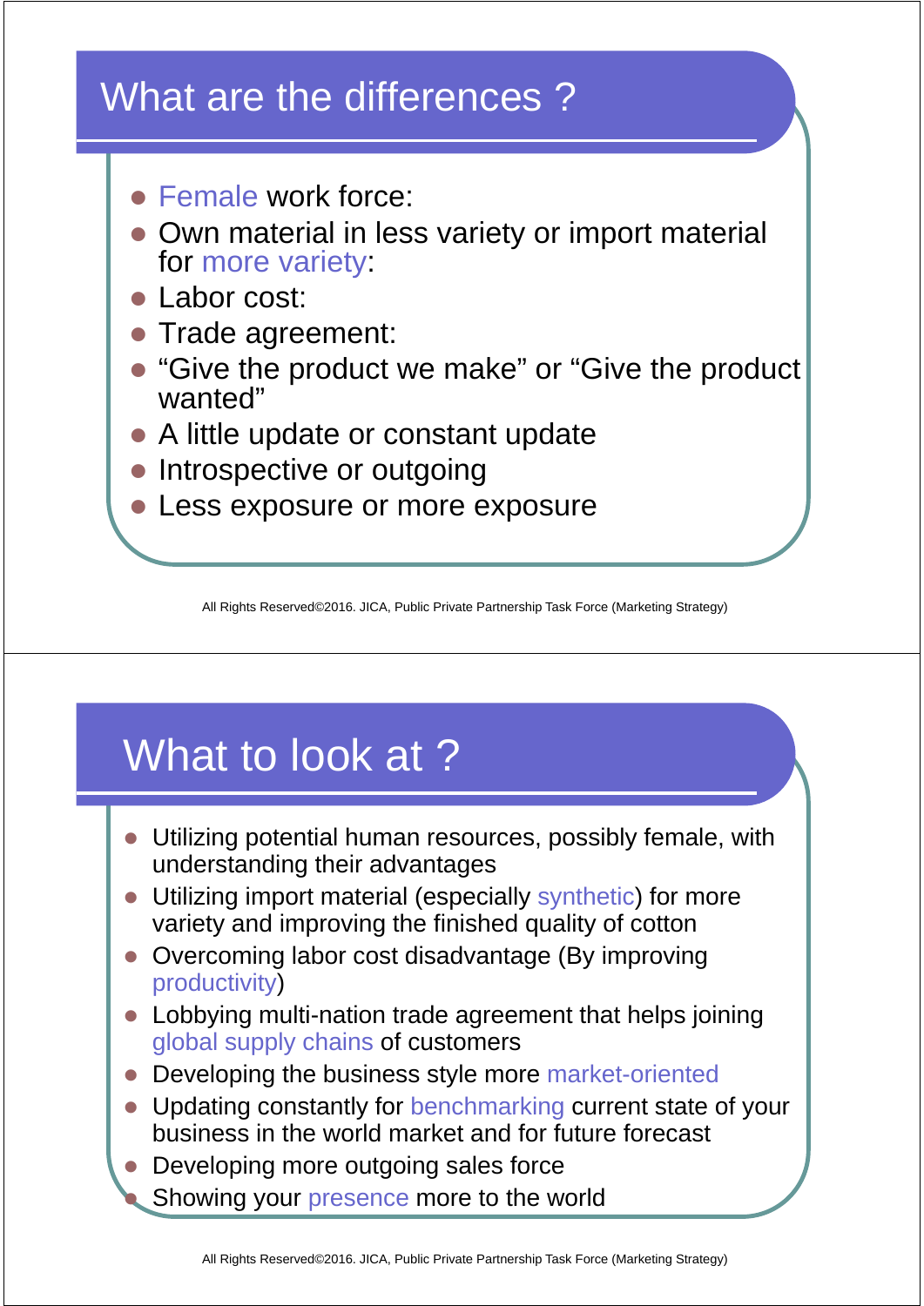## What are the differences ?

- Female work force:
- Own material in less variety or import material for more variety:
- Labor cost:
- Trade agreement:
- “Give the product we make” or “Give the product wanted”
- A little update or constant update
- Introspective or outgoing
- Less exposure or more exposure

All Rights Reserved©2016. JICA, Public Private Partnership Task Force (Marketing Strategy)

## What to look at ?

- Utilizing potential human resources, possibly female, with understanding their advantages
- Utilizing import material (especially synthetic) for more variety and improving the finished quality of cotton
- Overcoming labor cost disadvantage (By improving productivity)
- Lobbying multi-nation trade agreement that helps joining global supply chains of customers
- Developing the business style more market-oriented
- Updating constantly for benchmarking current state of your business in the world market and for future forecast
- Developing more outgoing sales force
- Showing your presence more to the world

All Rights Reserved©2016. JICA, Public Private Partnership Task Force (Marketing Strategy)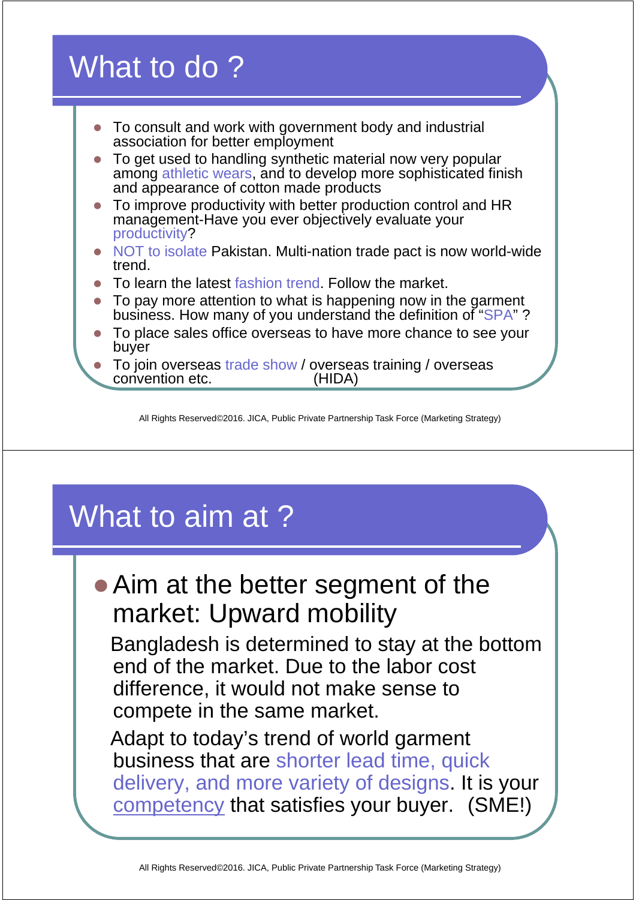# What to do ?

- To consult and work with government body and industrial association for better employment
- To get used to handling synthetic material now very popular among athletic wears, and to develop more sophisticated finish and appearance of cotton made products
- To improve productivity with better production control and HR management-Have you ever objectively evaluate your productivity?
- NOT to isolate Pakistan. Multi-nation trade pact is now world-wide trend.
- To learn the latest fashion trend. Follow the market.
- To pay more attention to what is happening now in the garment business. How many of you understand the definition of "SPA" ?
- To place sales office overseas to have more chance to see your buyer
- To join overseas trade show / overseas training / overseas convention etc. (HIDA)

All Rights Reserved©2016. JICA, Public Private Partnership Task Force (Marketing Strategy)

# What to aim at ?

- Aim at the better segment of the market: Upward mobility

Bangladesh is determined to stay at the bottom end of the market. Due to the labor cost difference, it would not make sense to compete in the same market.

Adapt to today's trend of world garment business that are shorter lead time, quick delivery, and more variety of designs. It is your competency that satisfies your buyer. (SME!)

All Rights Reserved©2016. JICA, Public Private Partnership Task Force (Marketing Strategy)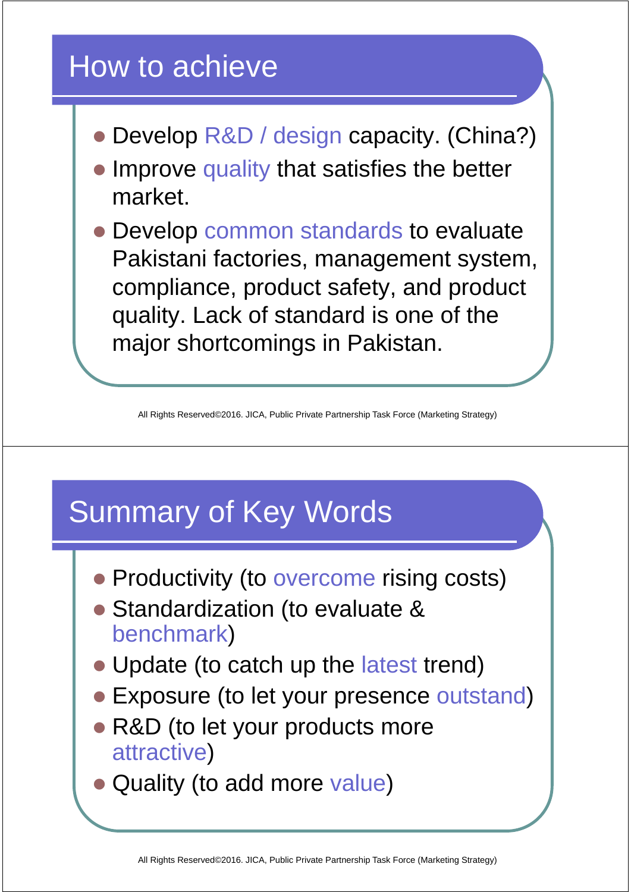## How to achieve

- Develop R&D / design capacity. (China?)
- Improve quality that satisfies the better market.
- Develop common standards to evaluate Pakistani factories, management system, compliance, product safety, and product quality. Lack of standard is one of the major shortcomings in Pakistan.

## Summary of Key Words

- Productivity (to overcome rising costs)
- Standardization (to evaluate & benchmark)
- Update (to catch up the latest trend)
- Exposure (to let your presence outstand)
- R&D (to let your products more attractive)
- Quality (to add more value)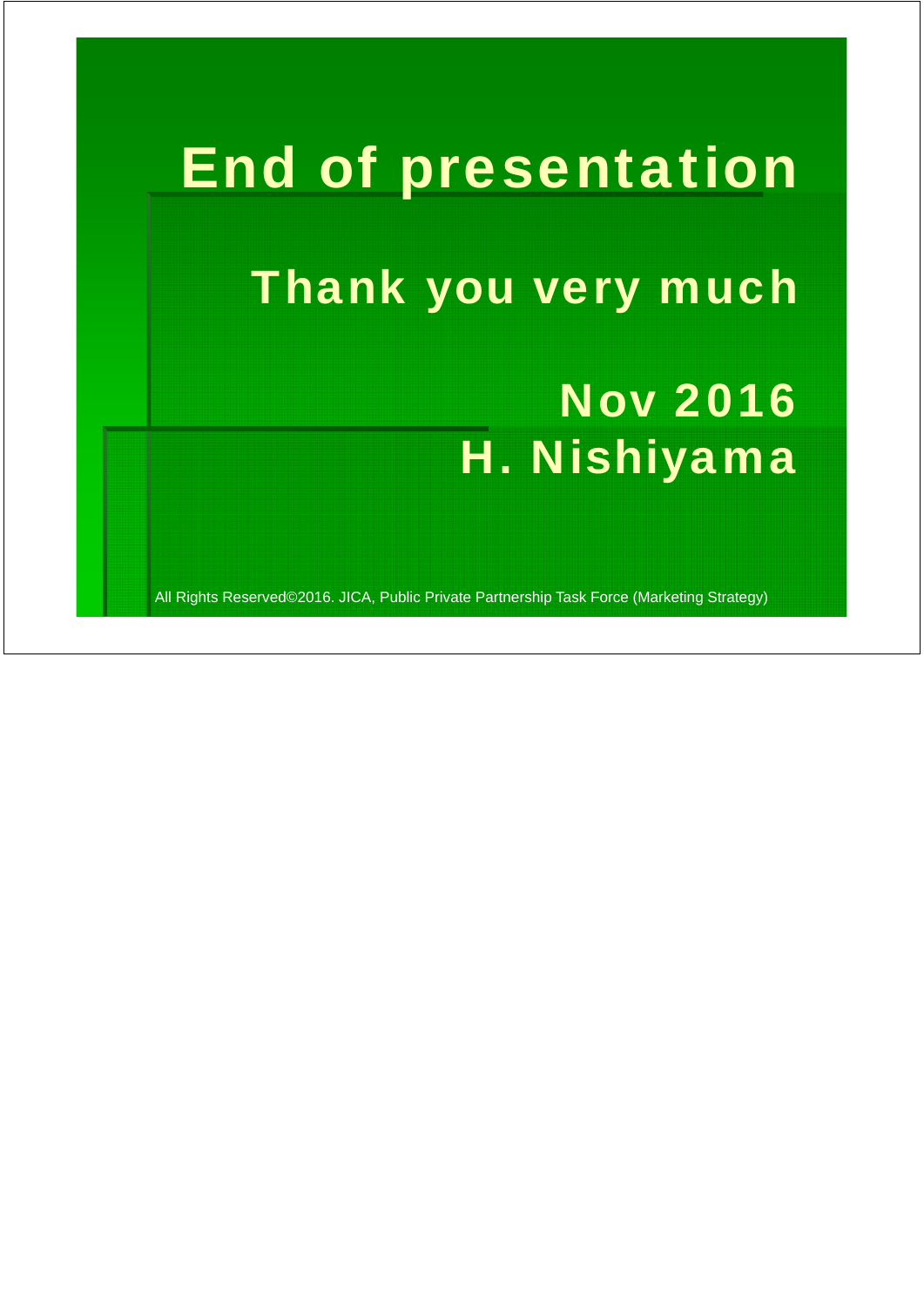# End of presentation

## Thank you very much

**Nov 2016**
**H. Nishiyama**

All Rights Reserved©2016. JICA, Public Private Partnership Task Force (Marketing Strategy)